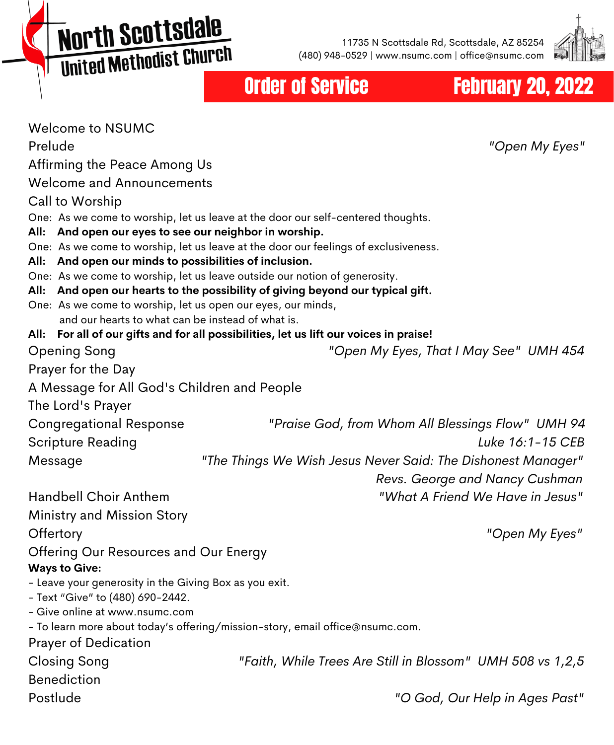# North Scottsdale United Methodist Church

11735 N Scottsdale Rd, Scottsdale, AZ 85254
(480) 948-0529 | www.nsumc.com | office@nsumc.com

## Order of Service — February 20, 2022

Welcome to NSUMC

Prelude — *"Open My Eyes"*

Affirming the Peace Among Us

Welcome and Announcements

Call to Worship

One: As we come to worship, let us leave at the door our self-centered thoughts.
**All: And open our eyes to see our neighbor in worship.**
One: As we come to worship, let us leave at the door our feelings of exclusiveness.
**All: And open our minds to possibilities of inclusion.**
One: As we come to worship, let us leave outside our notion of generosity.
**All: And open our hearts to the possibility of giving beyond our typical gift.**
One: As we come to worship, let us open our eyes, our minds, and our hearts to what can be instead of what is.
**All: For all of our gifts and for all possibilities, let us lift our voices in praise!**

Opening Song — *"Open My Eyes, That I May See" UMH 454*

Prayer for the Day

A Message for All God's Children and People

The Lord's Prayer

Congregational Response — *"Praise God, from Whom All Blessings Flow" UMH 94*

Scripture Reading — *Luke 16:1-15 CEB*

Message — *"The Things We Wish Jesus Never Said: The Dishonest Manager"*
*Revs. George and Nancy Cushman*

Handbell Choir Anthem — *"What A Friend We Have in Jesus"*

Ministry and Mission Story

Offertory — *"Open My Eyes"*

Offering Our Resources and Our Energy

**Ways to Give:**

- Leave your generosity in the Giving Box as you exit.
- Text "Give" to (480) 690-2442.
- Give online at www.nsumc.com
- To learn more about today's offering/mission-story, email office@nsumc.com.

Prayer of Dedication

Closing Song — *"Faith, While Trees Are Still in Blossom" UMH 508 vs 1,2,5*

Benediction

Postlude — *"O God, Our Help in Ages Past"*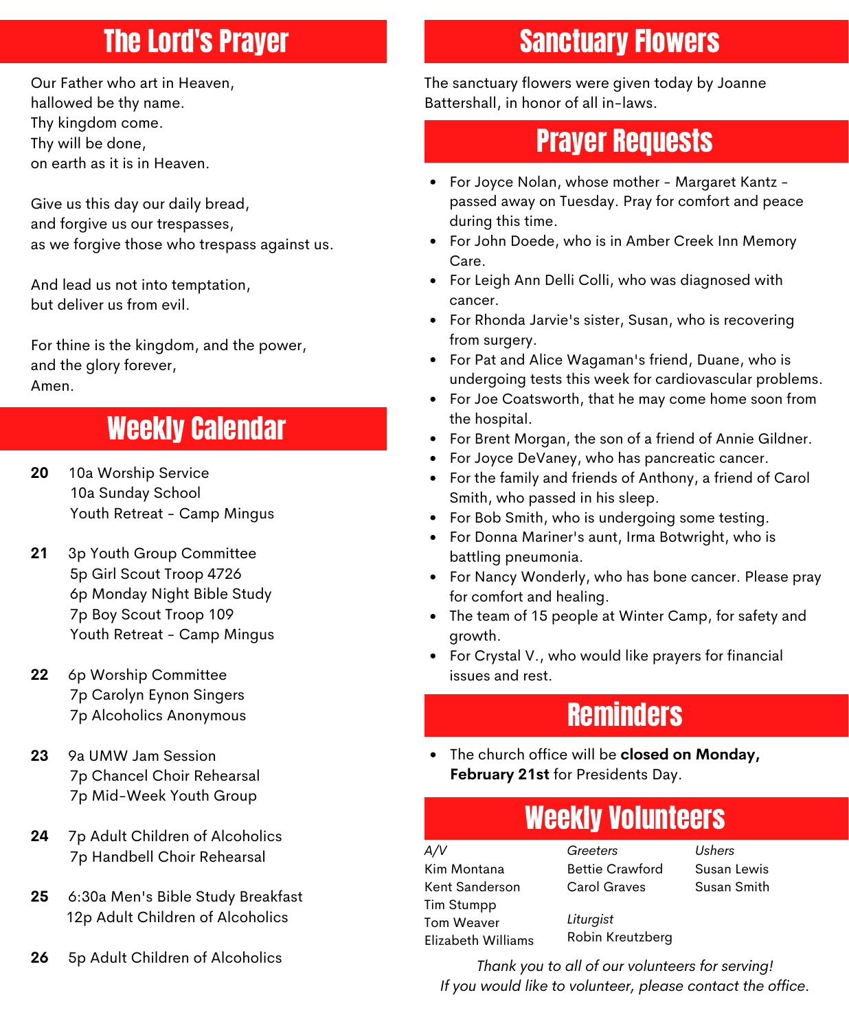## The Lord's Prayer

Our Father who art in Heaven,
hallowed be thy name.
Thy kingdom come.
Thy will be done,
on earth as it is in Heaven.

Give us this day our daily bread,
and forgive us our trespasses,
as we forgive those who trespass against us.

And lead us not into temptation,
but deliver us from evil.

For thine is the kingdom, and the power,
and the glory forever,
Amen.

## Weekly Calendar

**20** 10a Worship Service
10a Sunday School
Youth Retreat - Camp Mingus

**21** 3p Youth Group Committee
5p Girl Scout Troop 4726
6p Monday Night Bible Study
7p Boy Scout Troop 109
Youth Retreat - Camp Mingus

**22** 6p Worship Committee
7p Carolyn Eynon Singers
7p Alcoholics Anonymous

**23** 9a UMW Jam Session
7p Chancel Choir Rehearsal
7p Mid-Week Youth Group

**24** 7p Adult Children of Alcoholics
7p Handbell Choir Rehearsal

**25** 6:30a Men's Bible Study Breakfast
12p Adult Children of Alcoholics

**26** 5p Adult Children of Alcoholics

## Sanctuary Flowers

The sanctuary flowers were given today by Joanne Battershall, in honor of all in-laws.

## Prayer Requests

- For Joyce Nolan, whose mother - Margaret Kantz - passed away on Tuesday. Pray for comfort and peace during this time.
- For John Doede, who is in Amber Creek Inn Memory Care.
- For Leigh Ann Delli Colli, who was diagnosed with cancer.
- For Rhonda Jarvie's sister, Susan, who is recovering from surgery.
- For Pat and Alice Wagaman's friend, Duane, who is undergoing tests this week for cardiovascular problems.
- For Joe Coatsworth, that he may come home soon from the hospital.
- For Brent Morgan, the son of a friend of Annie Gildner.
- For Joyce DeVaney, who has pancreatic cancer.
- For the family and friends of Anthony, a friend of Carol Smith, who passed in his sleep.
- For Bob Smith, who is undergoing some testing.
- For Donna Mariner's aunt, Irma Botwright, who is battling pneumonia.
- For Nancy Wonderly, who has bone cancer. Please pray for comfort and healing.
- The team of 15 people at Winter Camp, for safety and growth.
- For Crystal V., who would like prayers for financial issues and rest.

## Reminders

- The church office will be **closed on Monday, February 21st** for Presidents Day.

## Weekly Volunteers

*A/V*
Kim Montana
Kent Sanderson
Tim Stumpp
Tom Weaver
Elizabeth Williams

*Greeters*
Bettie Crawford
Carol Graves

*Liturgist*
Robin Kreutzberg

*Ushers*
Susan Lewis
Susan Smith

*Thank you to all of our volunteers for serving!*
*If you would like to volunteer, please contact the office.*